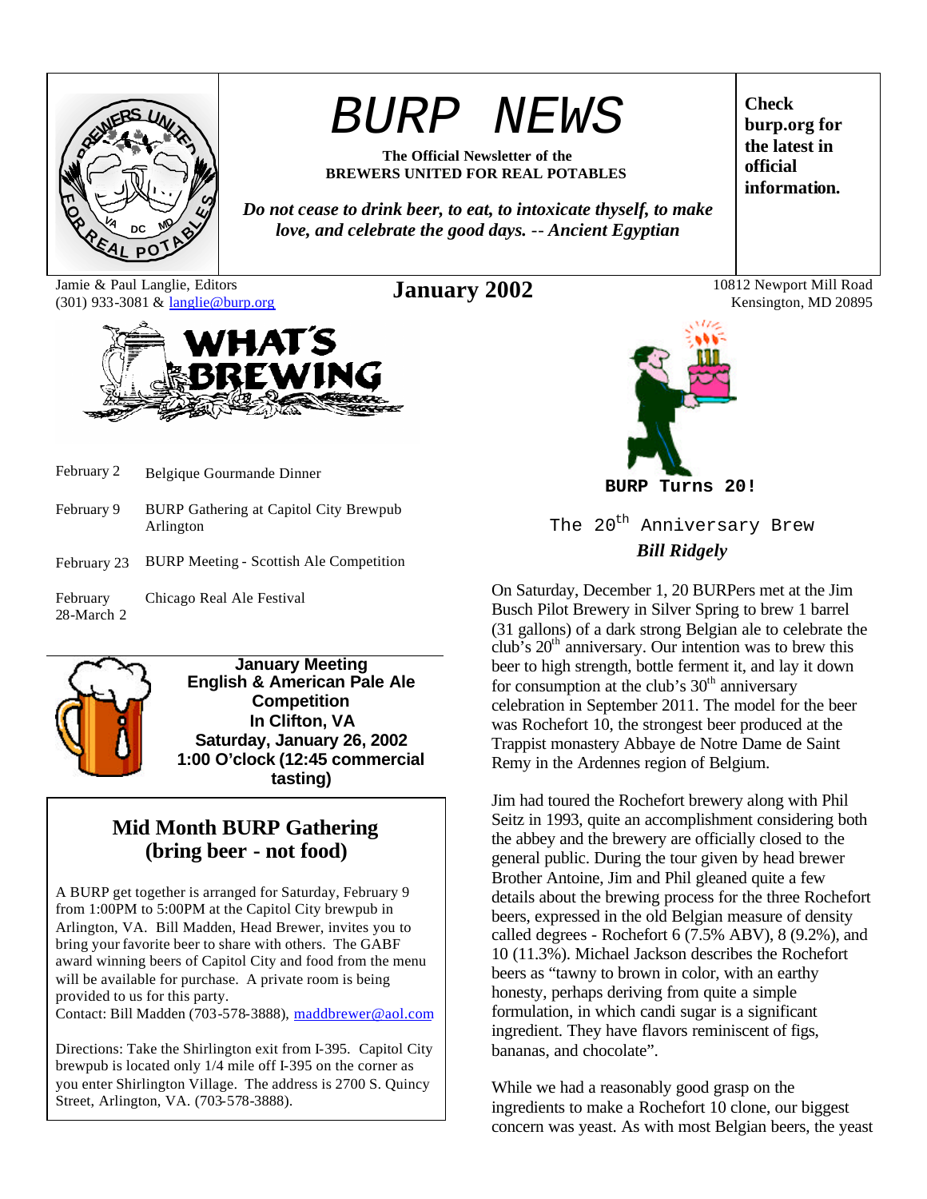# BURP NEWS

**The Official Newsletter of the BREWERS UNITED FOR REAL POTABLES**

*Do not cease to drink beer, to eat, to intoxicate thyself, to make love, and celebrate the good days. -- Ancient Egyptian*

**Check burp.org for the latest in official information.**

Jamie & Paul Langlie, Editors
(301) 933-3081 & langlie@burp.org

## January 2002

10812 Newport Mill Road
Kensington, MD 20895

## WHAT'S BREWING

| | |
|---|---|
| February 2 | Belgique Gourmande Dinner |
| February 9 | BURP Gathering at Capitol City Brewpub Arlington |
| February 23 | BURP Meeting - Scottish Ale Competition |
| February 28-March 2 | Chicago Real Ale Festival |

**January Meeting**
**English & American Pale Ale Competition**
**In Clifton, VA**
**Saturday, January 26, 2002**
**1:00 O'clock (12:45 commercial tasting)**

## Mid Month BURP Gathering (bring beer - not food)

A BURP get together is arranged for Saturday, February 9 from 1:00PM to 5:00PM at the Capitol City brewpub in Arlington, VA. Bill Madden, Head Brewer, invites you to bring your favorite beer to share with others. The GABF award winning beers of Capitol City and food from the menu will be available for purchase. A private room is being provided to us for this party.
Contact: Bill Madden (703-578-3888), maddbrewer@aol.com

Directions: Take the Shirlington exit from I-395. Capitol City brewpub is located only 1/4 mile off I-395 on the corner as you enter Shirlington Village. The address is 2700 S. Quincy Street, Arlington, VA. (703-578-3888).

**BURP Turns 20!**

## The 20th Anniversary Brew

***Bill Ridgely***

On Saturday, December 1, 20 BURPers met at the Jim Busch Pilot Brewery in Silver Spring to brew 1 barrel (31 gallons) of a dark strong Belgian ale to celebrate the club's 20th anniversary. Our intention was to brew this beer to high strength, bottle ferment it, and lay it down for consumption at the club's 30th anniversary celebration in September 2011. The model for the beer was Rochefort 10, the strongest beer produced at the Trappist monastery Abbaye de Notre Dame de Saint Remy in the Ardennes region of Belgium.

Jim had toured the Rochefort brewery along with Phil Seitz in 1993, quite an accomplishment considering both the abbey and the brewery are officially closed to the general public. During the tour given by head brewer Brother Antoine, Jim and Phil gleaned quite a few details about the brewing process for the three Rochefort beers, expressed in the old Belgian measure of density called degrees - Rochefort 6 (7.5% ABV), 8 (9.2%), and 10 (11.3%). Michael Jackson describes the Rochefort beers as "tawny to brown in color, with an earthy honesty, perhaps deriving from quite a simple formulation, in which candi sugar is a significant ingredient. They have flavors reminiscent of figs, bananas, and chocolate".

While we had a reasonably good grasp on the ingredients to make a Rochefort 10 clone, our biggest concern was yeast. As with most Belgian beers, the yeast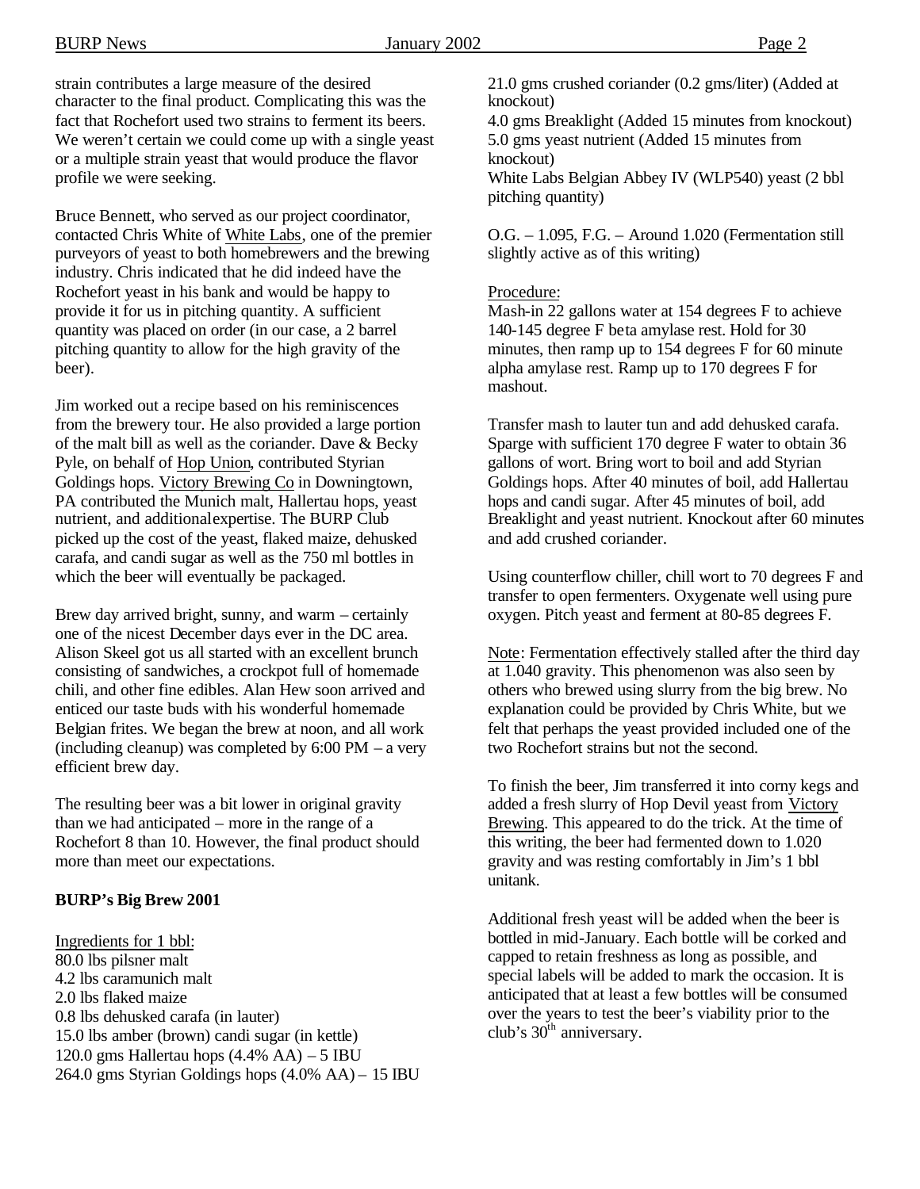strain contributes a large measure of the desired character to the final product. Complicating this was the fact that Rochefort used two strains to ferment its beers. We weren't certain we could come up with a single yeast or a multiple strain yeast that would produce the flavor profile we were seeking.

Bruce Bennett, who served as our project coordinator, contacted Chris White of White Labs, one of the premier purveyors of yeast to both homebrewers and the brewing industry. Chris indicated that he did indeed have the Rochefort yeast in his bank and would be happy to provide it for us in pitching quantity. A sufficient quantity was placed on order (in our case, a 2 barrel pitching quantity to allow for the high gravity of the beer).

Jim worked out a recipe based on his reminiscences from the brewery tour. He also provided a large portion of the malt bill as well as the coriander. Dave & Becky Pyle, on behalf of Hop Union, contributed Styrian Goldings hops. Victory Brewing Co in Downingtown, PA contributed the Munich malt, Hallertau hops, yeast nutrient, and additional expertise. The BURP Club picked up the cost of the yeast, flaked maize, dehusked carafa, and candi sugar as well as the 750 ml bottles in which the beer will eventually be packaged.

Brew day arrived bright, sunny, and warm – certainly one of the nicest December days ever in the DC area. Alison Skeel got us all started with an excellent brunch consisting of sandwiches, a crockpot full of homemade chili, and other fine edibles. Alan Hew soon arrived and enticed our taste buds with his wonderful homemade Belgian frites. We began the brew at noon, and all work (including cleanup) was completed by 6:00 PM – a very efficient brew day.

The resulting beer was a bit lower in original gravity than we had anticipated – more in the range of a Rochefort 8 than 10. However, the final product should more than meet our expectations.

**BURP's Big Brew 2001**

Ingredients for 1 bbl:
80.0 lbs pilsner malt
4.2 lbs caramunich malt
2.0 lbs flaked maize
0.8 lbs dehusked carafa (in lauter)
15.0 lbs amber (brown) candi sugar (in kettle)
120.0 gms Hallertau hops (4.4% AA) – 5 IBU
264.0 gms Styrian Goldings hops (4.0% AA) – 15 IBU
21.0 gms crushed coriander (0.2 gms/liter) (Added at knockout)
4.0 gms Breaklight (Added 15 minutes from knockout)
5.0 gms yeast nutrient (Added 15 minutes from knockout)
White Labs Belgian Abbey IV (WLP540) yeast (2 bbl pitching quantity)

O.G. – 1.095, F.G. – Around 1.020 (Fermentation still slightly active as of this writing)

Procedure:
Mash-in 22 gallons water at 154 degrees F to achieve 140-145 degree F beta amylase rest. Hold for 30 minutes, then ramp up to 154 degrees F for 60 minute alpha amylase rest. Ramp up to 170 degrees F for mashout.

Transfer mash to lauter tun and add dehusked carafa. Sparge with sufficient 170 degree F water to obtain 36 gallons of wort. Bring wort to boil and add Styrian Goldings hops. After 40 minutes of boil, add Hallertau hops and candi sugar. After 45 minutes of boil, add Breaklight and yeast nutrient. Knockout after 60 minutes and add crushed coriander.

Using counterflow chiller, chill wort to 70 degrees F and transfer to open fermenters. Oxygenate well using pure oxygen. Pitch yeast and ferment at 80-85 degrees F.

Note: Fermentation effectively stalled after the third day at 1.040 gravity. This phenomenon was also seen by others who brewed using slurry from the big brew. No explanation could be provided by Chris White, but we felt that perhaps the yeast provided included one of the two Rochefort strains but not the second.

To finish the beer, Jim transferred it into corny kegs and added a fresh slurry of Hop Devil yeast from Victory Brewing. This appeared to do the trick. At the time of this writing, the beer had fermented down to 1.020 gravity and was resting comfortably in Jim's 1 bbl unitank.

Additional fresh yeast will be added when the beer is bottled in mid-January. Each bottle will be corked and capped to retain freshness as long as possible, and special labels will be added to mark the occasion. It is anticipated that at least a few bottles will be consumed over the years to test the beer's viability prior to the club's 30th anniversary.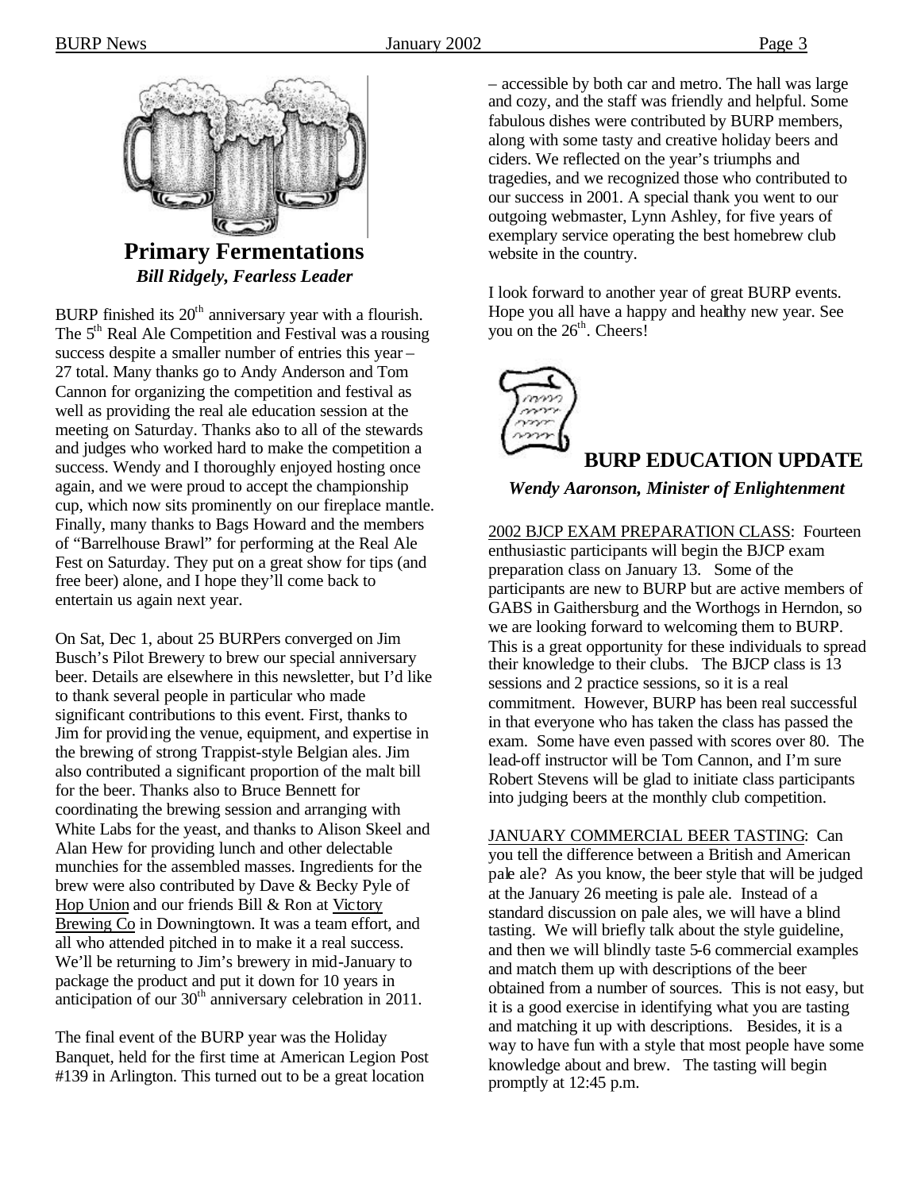## Primary Fermentations

***Bill Ridgely, Fearless Leader***

BURP finished its 20th anniversary year with a flourish. The 5th Real Ale Competition and Festival was a rousing success despite a smaller number of entries this year – 27 total. Many thanks go to Andy Anderson and Tom Cannon for organizing the competition and festival as well as providing the real ale education session at the meeting on Saturday. Thanks also to all of the stewards and judges who worked hard to make the competition a success. Wendy and I thoroughly enjoyed hosting once again, and we were proud to accept the championship cup, which now sits prominently on our fireplace mantle. Finally, many thanks to Bags Howard and the members of "Barrelhouse Brawl" for performing at the Real Ale Fest on Saturday. They put on a great show for tips (and free beer) alone, and I hope they'll come back to entertain us again next year.

On Sat, Dec 1, about 25 BURPers converged on Jim Busch's Pilot Brewery to brew our special anniversary beer. Details are elsewhere in this newsletter, but I'd like to thank several people in particular who made significant contributions to this event. First, thanks to Jim for providing the venue, equipment, and expertise in the brewing of strong Trappist-style Belgian ales. Jim also contributed a significant proportion of the malt bill for the beer. Thanks also to Bruce Bennett for coordinating the brewing session and arranging with White Labs for the yeast, and thanks to Alison Skeel and Alan Hew for providing lunch and other delectable munchies for the assembled masses. Ingredients for the brew were also contributed by Dave & Becky Pyle of Hop Union and our friends Bill & Ron at Victory Brewing Co in Downingtown. It was a team effort, and all who attended pitched in to make it a real success. We'll be returning to Jim's brewery in mid-January to package the product and put it down for 10 years in anticipation of our 30th anniversary celebration in 2011.

The final event of the BURP year was the Holiday Banquet, held for the first time at American Legion Post #139 in Arlington. This turned out to be a great location – accessible by both car and metro. The hall was large and cozy, and the staff was friendly and helpful. Some fabulous dishes were contributed by BURP members, along with some tasty and creative holiday beers and ciders. We reflected on the year's triumphs and tragedies, and we recognized those who contributed to our success in 2001. A special thank you went to our outgoing webmaster, Lynn Ashley, for five years of exemplary service operating the best homebrew club website in the country.

I look forward to another year of great BURP events. Hope you all have a happy and healthy new year. See you on the 26th. Cheers!

## BURP EDUCATION UPDATE

***Wendy Aaronson, Minister of Enlightenment***

2002 BJCP EXAM PREPARATION CLASS: Fourteen enthusiastic participants will begin the BJCP exam preparation class on January 13. Some of the participants are new to BURP but are active members of GABS in Gaithersburg and the Worthogs in Herndon, so we are looking forward to welcoming them to BURP. This is a great opportunity for these individuals to spread their knowledge to their clubs. The BJCP class is 13 sessions and 2 practice sessions, so it is a real commitment. However, BURP has been real successful in that everyone who has taken the class has passed the exam. Some have even passed with scores over 80. The lead-off instructor will be Tom Cannon, and I'm sure Robert Stevens will be glad to initiate class participants into judging beers at the monthly club competition.

JANUARY COMMERCIAL BEER TASTING: Can you tell the difference between a British and American pale ale? As you know, the beer style that will be judged at the January 26 meeting is pale ale. Instead of a standard discussion on pale ales, we will have a blind tasting. We will briefly talk about the style guideline, and then we will blindly taste 5-6 commercial examples and match them up with descriptions of the beer obtained from a number of sources. This is not easy, but it is a good exercise in identifying what you are tasting and matching it up with descriptions. Besides, it is a way to have fun with a style that most people have some knowledge about and brew. The tasting will begin promptly at 12:45 p.m.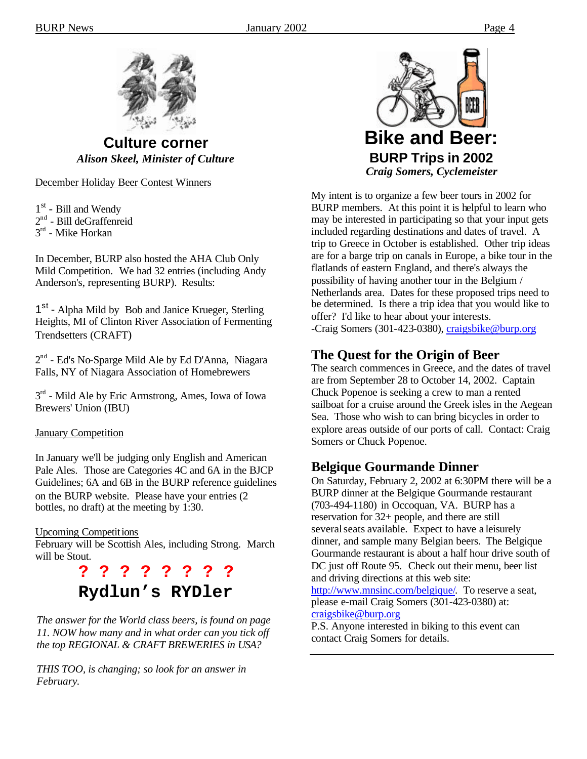## Culture corner

***Alison Skeel, Minister of Culture***

December Holiday Beer Contest Winners

1st - Bill and Wendy
2nd - Bill deGraffenreid
3rd - Mike Horkan

In December, BURP also hosted the AHA Club Only Mild Competition. We had 32 entries (including Andy Anderson's, representing BURP). Results:

1st - Alpha Mild by Bob and Janice Krueger, Sterling Heights, MI of Clinton River Association of Fermenting Trendsetters (CRAFT)

2nd - Ed's No-Sparge Mild Ale by Ed D'Anna, Niagara Falls, NY of Niagara Association of Homebrewers

3rd - Mild Ale by Eric Armstrong, Ames, Iowa of Iowa Brewers' Union (IBU)

January Competition

In January we'll be judging only English and American Pale Ales. Those are Categories 4C and 6A in the BJCP Guidelines; 6A and 6B in the BURP reference guidelines on the BURP website. Please have your entries (2 bottles, no draft) at the meeting by 1:30.

Upcoming Competitions

February will be Scottish Ales, including Strong. March will be Stout.

**? ? ? ? ? ? ? ?**

**Rydlun's RYDler**

*The answer for the World class beers, is found on page 11. NOW how many and in what order can you tick off the top REGIONAL & CRAFT BREWERIES in USA?*

*THIS TOO, is changing; so look for an answer in February.*

## Bike and Beer:

### BURP Trips in 2002

***Craig Somers, Cyclemeister***

My intent is to organize a few beer tours in 2002 for BURP members. At this point it is helpful to learn who may be interested in participating so that your input gets included regarding destinations and dates of travel. A trip to Greece in October is established. Other trip ideas are for a barge trip on canals in Europe, a bike tour in the flatlands of eastern England, and there's always the possibility of having another tour in the Belgium / Netherlands area. Dates for these proposed trips need to be determined. Is there a trip idea that you would like to offer? I'd like to hear about your interests.
-Craig Somers (301-423-0380), craigsbike@burp.org

### The Quest for the Origin of Beer

The search commences in Greece, and the dates of travel are from September 28 to October 14, 2002. Captain Chuck Popenoe is seeking a crew to man a rented sailboat for a cruise around the Greek isles in the Aegean Sea. Those who wish to can bring bicycles in order to explore areas outside of our ports of call. Contact: Craig Somers or Chuck Popenoe.

### Belgique Gourmande Dinner

On Saturday, February 2, 2002 at 6:30PM there will be a BURP dinner at the Belgique Gourmande restaurant (703-494-1180) in Occoquan, VA. BURP has a reservation for 32+ people, and there are still several seats available. Expect to have a leisurely dinner, and sample many Belgian beers. The Belgique Gourmande restaurant is about a half hour drive south of DC just off Route 95. Check out their menu, beer list and driving directions at this web site: http://www.mnsinc.com/belgique/. To reserve a seat, please e-mail Craig Somers (301-423-0380) at: craigsbike@burp.org
P.S. Anyone interested in biking to this event can contact Craig Somers for details.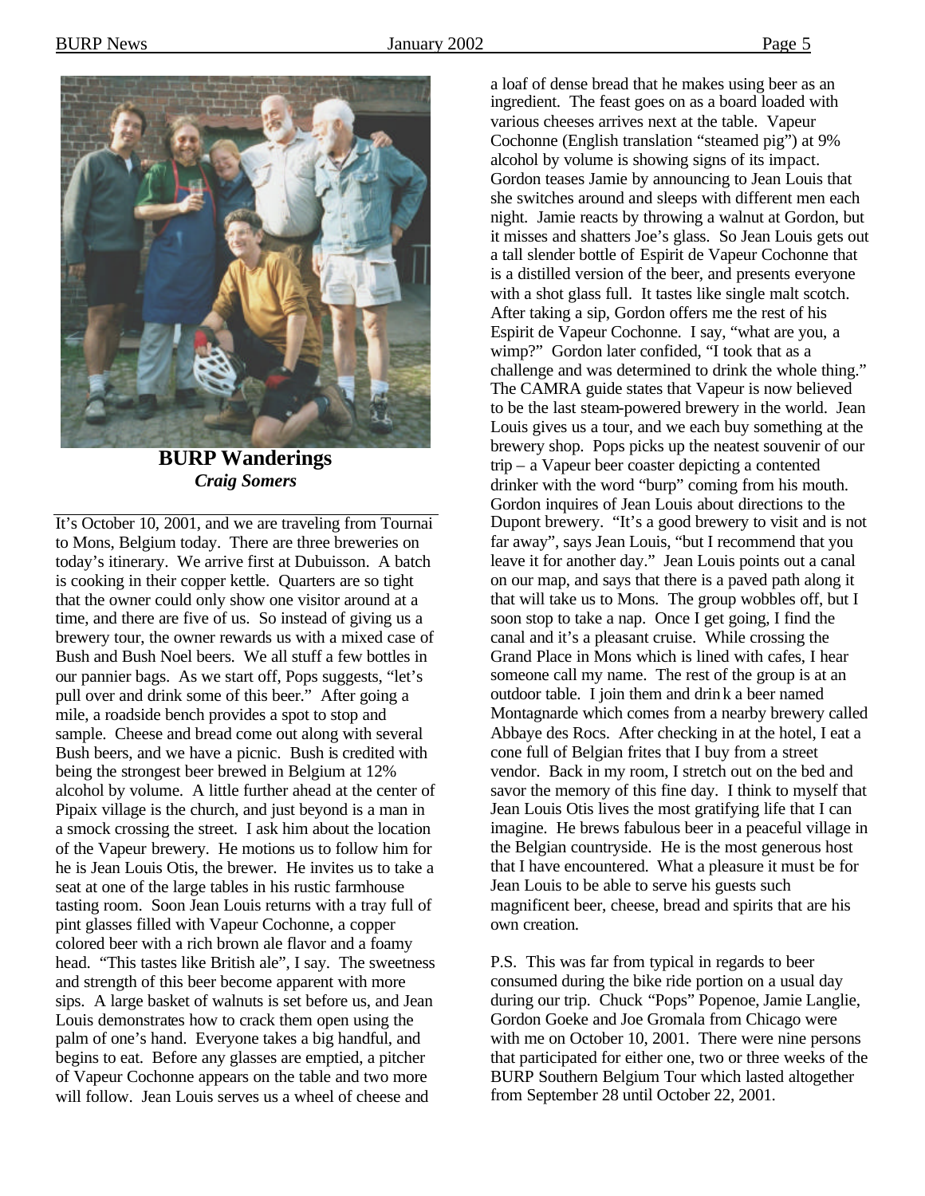## BURP Wanderings

***Craig Somers***

It's October 10, 2001, and we are traveling from Tournai to Mons, Belgium today. There are three breweries on today's itinerary. We arrive first at Dubuisson. A batch is cooking in their copper kettle. Quarters are so tight that the owner could only show one visitor around at a time, and there are five of us. So instead of giving us a brewery tour, the owner rewards us with a mixed case of Bush and Bush Noel beers. We all stuff a few bottles in our pannier bags. As we start off, Pops suggests, "let's pull over and drink some of this beer." After going a mile, a roadside bench provides a spot to stop and sample. Cheese and bread come out along with several Bush beers, and we have a picnic. Bush is credited with being the strongest beer brewed in Belgium at 12% alcohol by volume. A little further ahead at the center of Pipaix village is the church, and just beyond is a man in a smock crossing the street. I ask him about the location of the Vapeur brewery. He motions us to follow him for he is Jean Louis Otis, the brewer. He invites us to take a seat at one of the large tables in his rustic farmhouse tasting room. Soon Jean Louis returns with a tray full of pint glasses filled with Vapeur Cochonne, a copper colored beer with a rich brown ale flavor and a foamy head. "This tastes like British ale", I say. The sweetness and strength of this beer become apparent with more sips. A large basket of walnuts is set before us, and Jean Louis demonstrates how to crack them open using the palm of one's hand. Everyone takes a big handful, and begins to eat. Before any glasses are emptied, a pitcher of Vapeur Cochonne appears on the table and two more will follow. Jean Louis serves us a wheel of cheese and a loaf of dense bread that he makes using beer as an ingredient. The feast goes on as a board loaded with various cheeses arrives next at the table. Vapeur Cochonne (English translation "steamed pig") at 9% alcohol by volume is showing signs of its impact. Gordon teases Jamie by announcing to Jean Louis that she switches around and sleeps with different men each night. Jamie reacts by throwing a walnut at Gordon, but it misses and shatters Joe's glass. So Jean Louis gets out a tall slender bottle of Espirit de Vapeur Cochonne that is a distilled version of the beer, and presents everyone with a shot glass full. It tastes like single malt scotch. After taking a sip, Gordon offers me the rest of his Espirit de Vapeur Cochonne. I say, "what are you, a wimp?" Gordon later confided, "I took that as a challenge and was determined to drink the whole thing." The CAMRA guide states that Vapeur is now believed to be the last steam-powered brewery in the world. Jean Louis gives us a tour, and we each buy something at the brewery shop. Pops picks up the neatest souvenir of our trip – a Vapeur beer coaster depicting a contented drinker with the word "burp" coming from his mouth. Gordon inquires of Jean Louis about directions to the Dupont brewery. "It's a good brewery to visit and is not far away", says Jean Louis, "but I recommend that you leave it for another day." Jean Louis points out a canal on our map, and says that there is a paved path along it that will take us to Mons. The group wobbles off, but I soon stop to take a nap. Once I get going, I find the canal and it's a pleasant cruise. While crossing the Grand Place in Mons which is lined with cafes, I hear someone call my name. The rest of the group is at an outdoor table. I join them and drink a beer named Montagnarde which comes from a nearby brewery called Abbaye des Rocs. After checking in at the hotel, I eat a cone full of Belgian frites that I buy from a street vendor. Back in my room, I stretch out on the bed and savor the memory of this fine day. I think to myself that Jean Louis Otis lives the most gratifying life that I can imagine. He brews fabulous beer in a peaceful village in the Belgian countryside. He is the most generous host that I have encountered. What a pleasure it must be for Jean Louis to be able to serve his guests such magnificent beer, cheese, bread and spirits that are his own creation.

P.S. This was far from typical in regards to beer consumed during the bike ride portion on a usual day during our trip. Chuck "Pops" Popenoe, Jamie Langlie, Gordon Goeke and Joe Gromala from Chicago were with me on October 10, 2001. There were nine persons that participated for either one, two or three weeks of the BURP Southern Belgium Tour which lasted altogether from September 28 until October 22, 2001.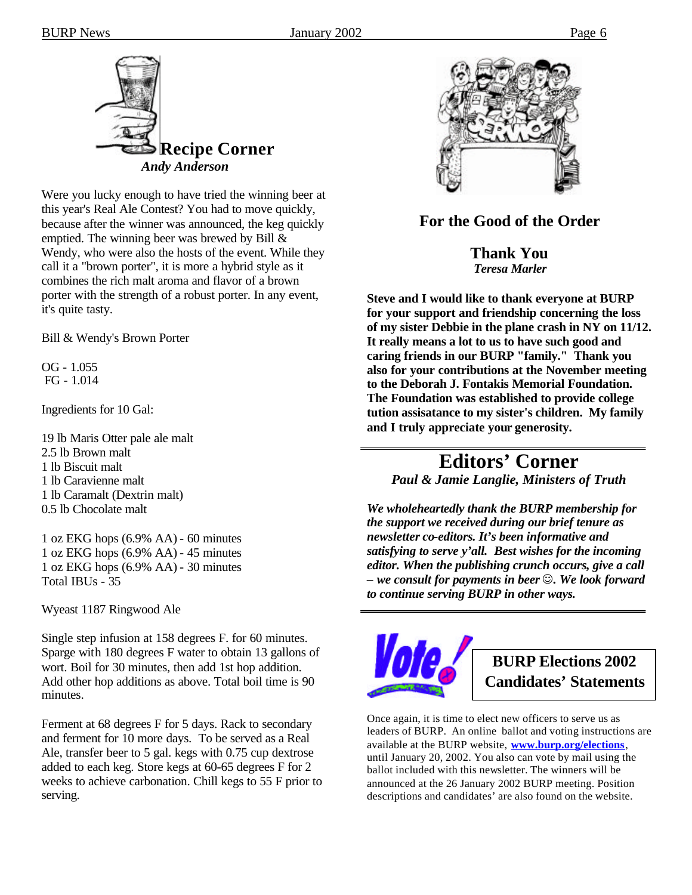## Recipe Corner

*Andy Anderson*

Were you lucky enough to have tried the winning beer at this year's Real Ale Contest? You had to move quickly, because after the winner was announced, the keg quickly emptied. The winning beer was brewed by Bill & Wendy, who were also the hosts of the event. While they call it a "brown porter", it is more a hybrid style as it combines the rich malt aroma and flavor of a brown porter with the strength of a robust porter. In any event, it's quite tasty.

Bill & Wendy's Brown Porter

OG - 1.055
FG - 1.014

Ingredients for 10 Gal:

19 lb Maris Otter pale ale malt
2.5 lb Brown malt
1 lb Biscuit malt
1 lb Caravienne malt
1 lb Caramalt (Dextrin malt)
0.5 lb Chocolate malt

1 oz EKG hops (6.9% AA) - 60 minutes
1 oz EKG hops (6.9% AA) - 45 minutes
1 oz EKG hops (6.9% AA) - 30 minutes
Total IBUs - 35

Wyeast 1187 Ringwood Ale

Single step infusion at 158 degrees F. for 60 minutes. Sparge with 180 degrees F water to obtain 13 gallons of wort. Boil for 30 minutes, then add 1st hop addition. Add other hop additions as above. Total boil time is 90 minutes.

Ferment at 68 degrees F for 5 days. Rack to secondary and ferment for 10 more days. To be served as a Real Ale, transfer beer to 5 gal. kegs with 0.75 cup dextrose added to each keg. Store kegs at 60-65 degrees F for 2 weeks to achieve carbonation. Chill kegs to 55 F prior to serving.

## For the Good of the Order

### Thank You

*Teresa Marler*

**Steve and I would like to thank everyone at BURP for your support and friendship concerning the loss of my sister Debbie in the plane crash in NY on 11/12. It really means a lot to us to have such good and caring friends in our BURP "family." Thank you also for your contributions at the November meeting to the Deborah J. Fontakis Memorial Foundation. The Foundation was established to provide college tution assisatance to my sister's children. My family and I truly appreciate your generosity.**

## Editors' Corner

*Paul & Jamie Langlie, Ministers of Truth*

***We wholeheartedly thank the BURP membership for the support we received during our brief tenure as newsletter co-editors. It's been informative and satisfying to serve y'all. Best wishes for the incoming editor. When the publishing crunch occurs, give a call – we consult for payments in beer ☺. We look forward to continue serving BURP in other ways.***

## BURP Elections 2002 Candidates' Statements

Once again, it is time to elect new officers to serve us as leaders of BURP. An online ballot and voting instructions are available at the BURP website, **www.burp.org/elections**, until January 20, 2002. You also can vote by mail using the ballot included with this newsletter. The winners will be announced at the 26 January 2002 BURP meeting. Position descriptions and candidates' are also found on the website.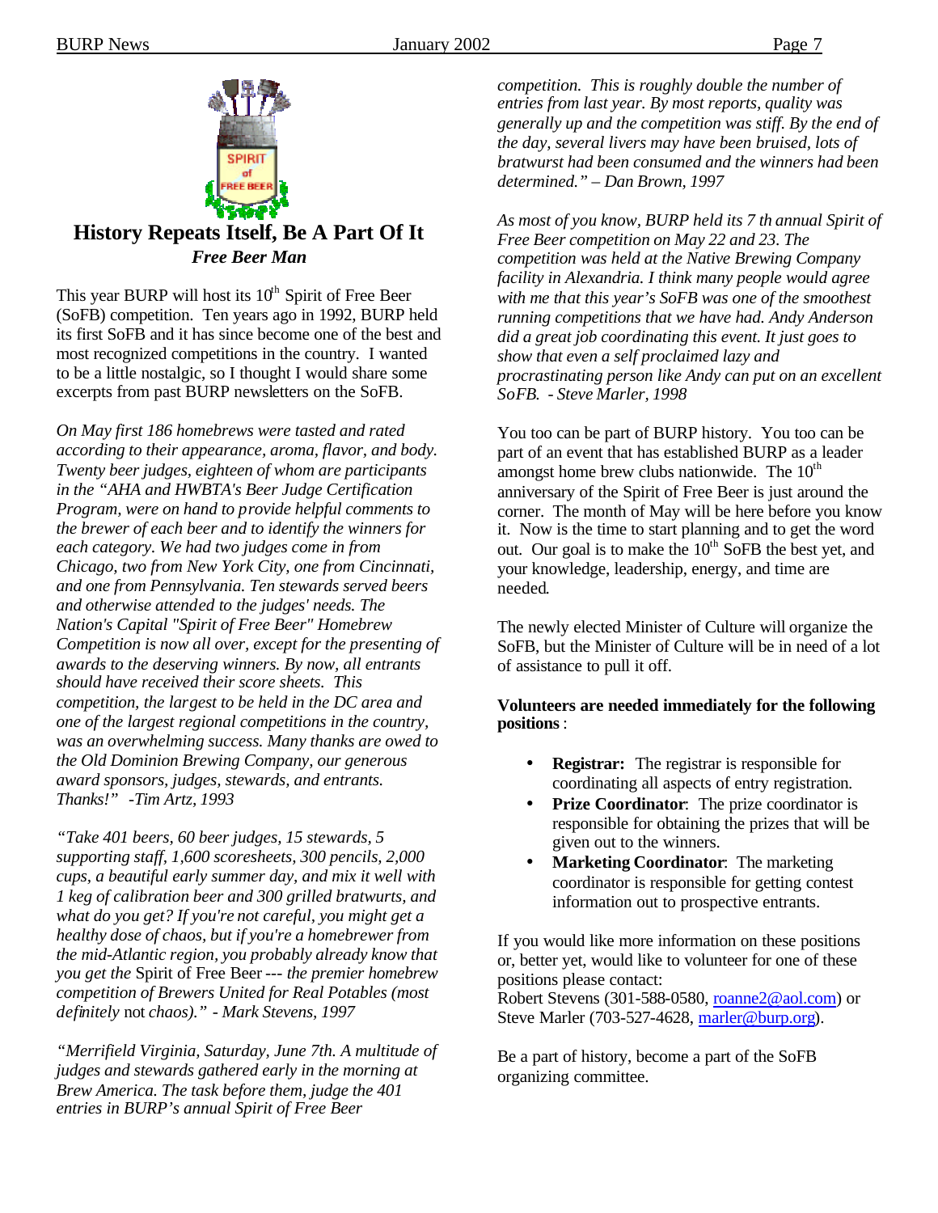## History Repeats Itself, Be A Part Of It

***Free Beer Man***

This year BURP will host its 10th Spirit of Free Beer (SoFB) competition. Ten years ago in 1992, BURP held its first SoFB and it has since become one of the best and most recognized competitions in the country. I wanted to be a little nostalgic, so I thought I would share some excerpts from past BURP newsletters on the SoFB.

*On May first 186 homebrews were tasted and rated according to their appearance, aroma, flavor, and body. Twenty beer judges, eighteen of whom are participants in the "AHA and HWBTA's Beer Judge Certification Program, were on hand to provide helpful comments to the brewer of each beer and to identify the winners for each category. We had two judges come in from Chicago, two from New York City, one from Cincinnati, and one from Pennsylvania. Ten stewards served beers and otherwise attended to the judges' needs. The Nation's Capital "Spirit of Free Beer" Homebrew Competition is now all over, except for the presenting of awards to the deserving winners. By now, all entrants should have received their score sheets. This competition, the largest to be held in the DC area and one of the largest regional competitions in the country, was an overwhelming success. Many thanks are owed to the Old Dominion Brewing Company, our generous award sponsors, judges, stewards, and entrants. Thanks!" -Tim Artz, 1993*

*"Take 401 beers, 60 beer judges, 15 stewards, 5 supporting staff, 1,600 scoresheets, 300 pencils, 2,000 cups, a beautiful early summer day, and mix it well with 1 keg of calibration beer and 300 grilled bratwurts, and what do you get? If you're not careful, you might get a healthy dose of chaos, but if you're a homebrewer from the mid-Atlantic region, you probably already know that you get the* Spirit of Free Beer *--- the premier homebrew competition of Brewers United for Real Potables (most definitely* not *chaos)." - Mark Stevens, 1997*

*"Merrifield Virginia, Saturday, June 7th. A multitude of judges and stewards gathered early in the morning at Brew America. The task before them, judge the 401 entries in BURP's annual Spirit of Free Beer competition. This is roughly double the number of entries from last year. By most reports, quality was generally up and the competition was stiff. By the end of the day, several livers may have been bruised, lots of bratwurst had been consumed and the winners had been determined." – Dan Brown, 1997*

*As most of you know, BURP held its 7 th annual Spirit of Free Beer competition on May 22 and 23. The competition was held at the Native Brewing Company facility in Alexandria. I think many people would agree with me that this year's SoFB was one of the smoothest running competitions that we have had. Andy Anderson did a great job coordinating this event. It just goes to show that even a self proclaimed lazy and procrastinating person like Andy can put on an excellent SoFB. - Steve Marler, 1998*

You too can be part of BURP history. You too can be part of an event that has established BURP as a leader amongst home brew clubs nationwide. The 10th anniversary of the Spirit of Free Beer is just around the corner. The month of May will be here before you know it. Now is the time to start planning and to get the word out. Our goal is to make the 10th SoFB the best yet, and your knowledge, leadership, energy, and time are needed.

The newly elected Minister of Culture will organize the SoFB, but the Minister of Culture will be in need of a lot of assistance to pull it off.

**Volunteers are needed immediately for the following positions**:

- **Registrar:** The registrar is responsible for coordinating all aspects of entry registration.
- **Prize Coordinator**: The prize coordinator is responsible for obtaining the prizes that will be given out to the winners.
- **Marketing Coordinator**: The marketing coordinator is responsible for getting contest information out to prospective entrants.

If you would like more information on these positions or, better yet, would like to volunteer for one of these positions please contact:
Robert Stevens (301-588-0580, roanne2@aol.com) or Steve Marler (703-527-4628, marler@burp.org).

Be a part of history, become a part of the SoFB organizing committee.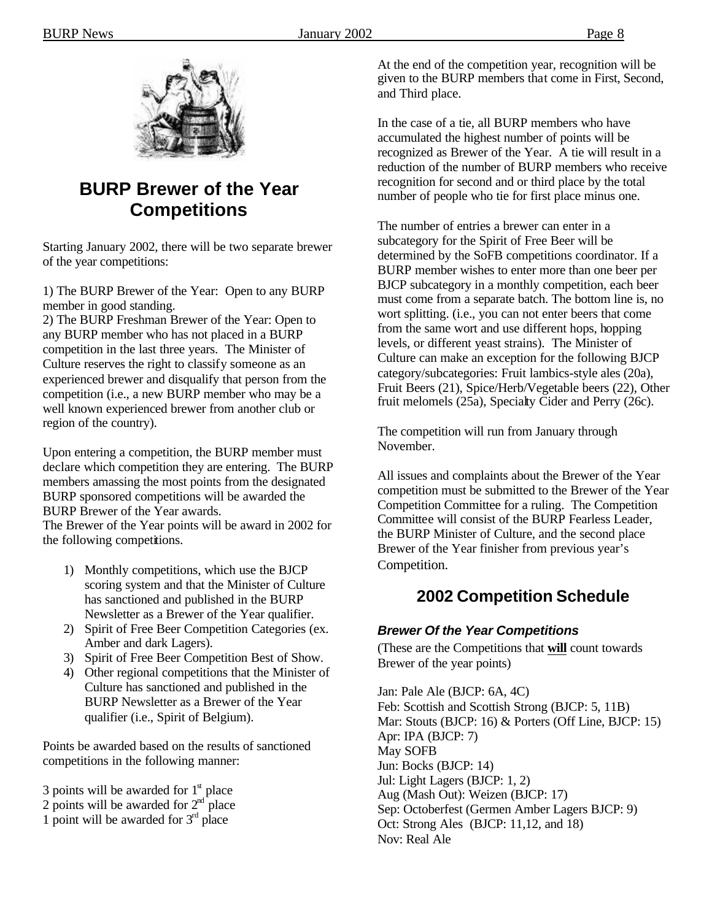## BURP Brewer of the Year Competitions

Starting January 2002, there will be two separate brewer of the year competitions:

1) The BURP Brewer of the Year: Open to any BURP member in good standing.
2) The BURP Freshman Brewer of the Year: Open to any BURP member who has not placed in a BURP competition in the last three years. The Minister of Culture reserves the right to classify someone as an experienced brewer and disqualify that person from the competition (i.e., a new BURP member who may be a well known experienced brewer from another club or region of the country).

Upon entering a competition, the BURP member must declare which competition they are entering. The BURP members amassing the most points from the designated BURP sponsored competitions will be awarded the BURP Brewer of the Year awards.
The Brewer of the Year points will be award in 2002 for the following competitions.

1) Monthly competitions, which use the BJCP scoring system and that the Minister of Culture has sanctioned and published in the BURP Newsletter as a Brewer of the Year qualifier.
2) Spirit of Free Beer Competition Categories (ex. Amber and dark Lagers).
3) Spirit of Free Beer Competition Best of Show.
4) Other regional competitions that the Minister of Culture has sanctioned and published in the BURP Newsletter as a Brewer of the Year qualifier (i.e., Spirit of Belgium).

Points be awarded based on the results of sanctioned competitions in the following manner:

3 points will be awarded for 1st place
2 points will be awarded for 2nd place
1 point will be awarded for 3rd place

At the end of the competition year, recognition will be given to the BURP members that come in First, Second, and Third place.

In the case of a tie, all BURP members who have accumulated the highest number of points will be recognized as Brewer of the Year. A tie will result in a reduction of the number of BURP members who receive recognition for second and or third place by the total number of people who tie for first place minus one.

The number of entries a brewer can enter in a subcategory for the Spirit of Free Beer will be determined by the SoFB competitions coordinator. If a BURP member wishes to enter more than one beer per BJCP subcategory in a monthly competition, each beer must come from a separate batch. The bottom line is, no wort splitting. (i.e., you can not enter beers that come from the same wort and use different hops, hopping levels, or different yeast strains). The Minister of Culture can make an exception for the following BJCP category/subcategories: Fruit lambics-style ales (20a), Fruit Beers (21), Spice/Herb/Vegetable beers (22), Other fruit melomels (25a), Specialty Cider and Perry (26c).

The competition will run from January through November.

All issues and complaints about the Brewer of the Year competition must be submitted to the Brewer of the Year Competition Committee for a ruling. The Competition Committee will consist of the BURP Fearless Leader, the BURP Minister of Culture, and the second place Brewer of the Year finisher from previous year's Competition.

## 2002 Competition Schedule

***Brewer Of the Year Competitions***

(These are the Competitions that **will** count towards Brewer of the year points)

Jan: Pale Ale (BJCP: 6A, 4C)
Feb: Scottish and Scottish Strong (BJCP: 5, 11B)
Mar: Stouts (BJCP: 16) & Porters (Off Line, BJCP: 15)
Apr: IPA (BJCP: 7)
May SOFB
Jun: Bocks (BJCP: 14)
Jul: Light Lagers (BJCP: 1, 2)
Aug (Mash Out): Weizen (BJCP: 17)
Sep: Octoberfest (Germen Amber Lagers BJCP: 9)
Oct: Strong Ales (BJCP: 11,12, and 18)
Nov: Real Ale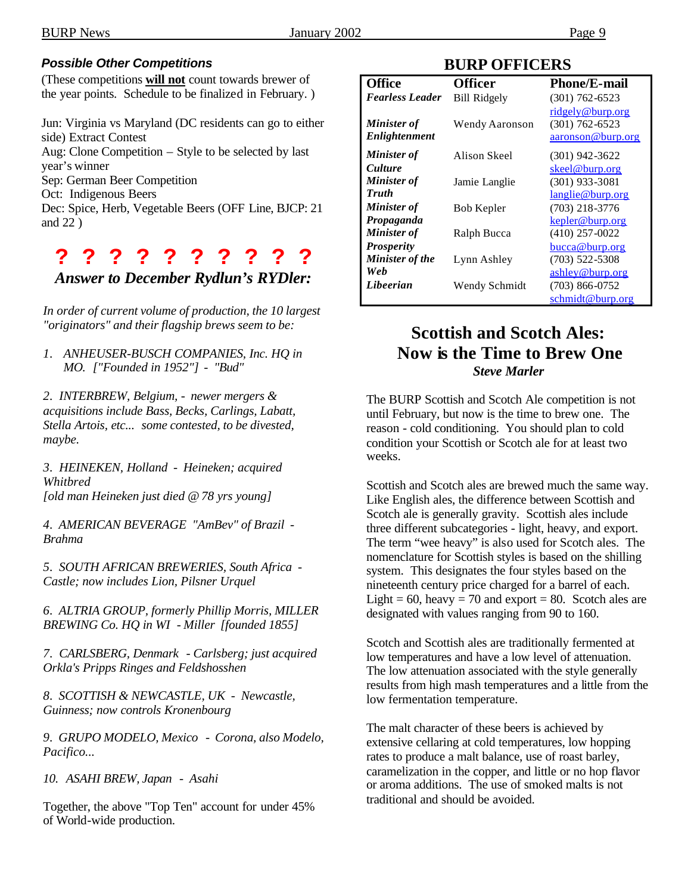### *Possible Other Competitions*

(These competitions **will not** count towards brewer of the year points. Schedule to be finalized in February. )

Jun: Virginia vs Maryland (DC residents can go to either side) Extract Contest
Aug: Clone Competition – Style to be selected by last year's winner
Sep: German Beer Competition
Oct: Indigenous Beers
Dec: Spice, Herb, Vegetable Beers (OFF Line, BJCP: 21 and 22 )

## ? ? ? ? ? ? ? ? ? ?

## *Answer to December Rydlun's RYDler:*

*In order of current volume of production, the 10 largest "originators" and their flagship brews seem to be:*

1. *ANHEUSER-BUSCH COMPANIES, Inc. HQ in MO. ["Founded in 1952"] - "Bud"*

2. *INTERBREW, Belgium, - newer mergers & acquisitions include Bass, Becks, Carlings, Labatt, Stella Artois, etc... some contested, to be divested, maybe.*

3. *HEINEKEN, Holland - Heineken; acquired Whitbred [old man Heineken just died @ 78 yrs young]*

4. *AMERICAN BEVERAGE "AmBev" of Brazil - Brahma*

5. *SOUTH AFRICAN BREWERIES, South Africa - Castle; now includes Lion, Pilsner Urquel*

6. *ALTRIA GROUP, formerly Phillip Morris, MILLER BREWING Co. HQ in WI - Miller [founded 1855]*

7. *CARLSBERG, Denmark - Carlsberg; just acquired Orkla's Pripps Ringes and Feldshosshen*

8. *SCOTTISH & NEWCASTLE, UK - Newcastle, Guinness; now controls Kronenbourg*

9. *GRUPO MODELO, Mexico - Corona, also Modelo, Pacifico...*

10. *ASAHI BREW, Japan - Asahi*

Together, the above "Top Ten" account for under 45% of World-wide production.

## BURP OFFICERS

| Office | Officer | Phone/E-mail |
|---|---|---|
| ***Fearless Leader*** | Bill Ridgely | (301) 762-6523 ridgely@burp.org |
| ***Minister of Enlightenment*** | Wendy Aaronson | (301) 762-6523 aaronson@burp.org |
| ***Minister of Culture*** | Alison Skeel | (301) 942-3622 skeel@burp.org |
| ***Minister of Truth*** | Jamie Langlie | (301) 933-3081 langlie@burp.org |
| ***Minister of Propaganda*** | Bob Kepler | (703) 218-3776 kepler@burp.org |
| ***Minister of Prosperity*** | Ralph Bucca | (410) 257-0022 bucca@burp.org |
| ***Minister of the Web*** | Lynn Ashley | (703) 522-5308 ashley@burp.org |
| ***Libeerian*** | Wendy Schmidt | (703) 866-0752 schmidt@burp.org |

## Scottish and Scotch Ales: Now is the Time to Brew One

***Steve Marler***

The BURP Scottish and Scotch Ale competition is not until February, but now is the time to brew one. The reason - cold conditioning. You should plan to cold condition your Scottish or Scotch ale for at least two weeks.

Scottish and Scotch ales are brewed much the same way. Like English ales, the difference between Scottish and Scotch ale is generally gravity. Scottish ales include three different subcategories - light, heavy, and export. The term "wee heavy" is also used for Scotch ales. The nomenclature for Scottish styles is based on the shilling system. This designates the four styles based on the nineteenth century price charged for a barrel of each. Light = 60, heavy = 70 and export = 80. Scotch ales are designated with values ranging from 90 to 160.

Scotch and Scottish ales are traditionally fermented at low temperatures and have a low level of attenuation. The low attenuation associated with the style generally results from high mash temperatures and a little from the low fermentation temperature.

The malt character of these beers is achieved by extensive cellaring at cold temperatures, low hopping rates to produce a malt balance, use of roast barley, caramelization in the copper, and little or no hop flavor or aroma additions. The use of smoked malts is not traditional and should be avoided.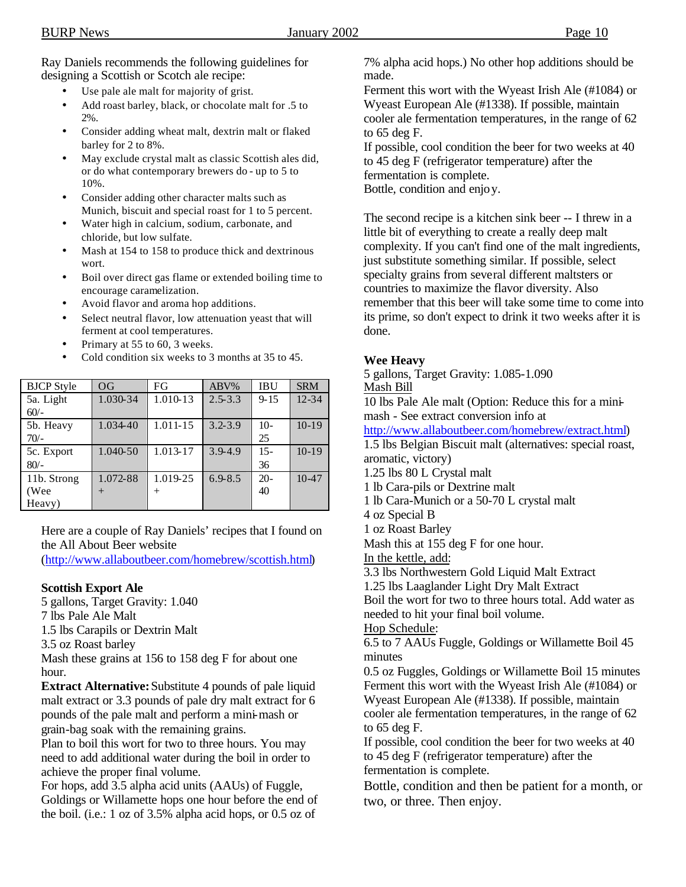Ray Daniels recommends the following guidelines for designing a Scottish or Scotch ale recipe:

- Use pale ale malt for majority of grist.
- Add roast barley, black, or chocolate malt for .5 to 2%.
- Consider adding wheat malt, dextrin malt or flaked barley for 2 to 8%.
- May exclude crystal malt as classic Scottish ales did, or do what contemporary brewers do - up to 5 to 10%.
- Consider adding other character malts such as Munich, biscuit and special roast for 1 to 5 percent.
- Water high in calcium, sodium, carbonate, and chloride, but low sulfate.
- Mash at 154 to 158 to produce thick and dextrinous wort.
- Boil over direct gas flame or extended boiling time to encourage caramelization.
- Avoid flavor and aroma hop additions.
- Select neutral flavor, low attenuation yeast that will ferment at cool temperatures.
- Primary at 55 to 60, 3 weeks.
- Cold condition six weeks to 3 months at 35 to 45.

| BJCP Style | OG | FG | ABV% | IBU | SRM |
|---|---|---|---|---|---|
| 5a. Light 60/- | 1.030-34 | 1.010-13 | 2.5-3.3 | 9-15 | 12-34 |
| 5b. Heavy 70/- | 1.034-40 | 1.011-15 | 3.2-3.9 | 10-25 | 10-19 |
| 5c. Export 80/- | 1.040-50 | 1.013-17 | 3.9-4.9 | 15-36 | 10-19 |
| 11b. Strong (Wee Heavy) | 1.072-88 + | 1.019-25 + | 6.9-8.5 | 20-40 | 10-47 |

Here are a couple of Ray Daniels' recipes that I found on the All About Beer website (http://www.allaboutbeer.com/homebrew/scottish.html)

**Scottish Export Ale**

5 gallons, Target Gravity: 1.040
7 lbs Pale Ale Malt
1.5 lbs Carapils or Dextrin Malt
3.5 oz Roast barley
Mash these grains at 156 to 158 deg F for about one hour.

**Extract Alternative:** Substitute 4 pounds of pale liquid malt extract or 3.3 pounds of pale dry malt extract for 6 pounds of the pale malt and perform a mini-mash or grain-bag soak with the remaining grains.

Plan to boil this wort for two to three hours. You may need to add additional water during the boil in order to achieve the proper final volume.

For hops, add 3.5 alpha acid units (AAUs) of Fuggle, Goldings or Willamette hops one hour before the end of the boil. (i.e.: 1 oz of 3.5% alpha acid hops, or 0.5 oz of 7% alpha acid hops.) No other hop additions should be made.

Ferment this wort with the Wyeast Irish Ale (#1084) or Wyeast European Ale (#1338). If possible, maintain cooler ale fermentation temperatures, in the range of 62 to 65 deg F.

If possible, cool condition the beer for two weeks at 40 to 45 deg F (refrigerator temperature) after the fermentation is complete.

Bottle, condition and enjoy.

The second recipe is a kitchen sink beer -- I threw in a little bit of everything to create a really deep malt complexity. If you can't find one of the malt ingredients, just substitute something similar. If possible, select specialty grains from several different maltsters or countries to maximize the flavor diversity. Also remember that this beer will take some time to come into its prime, so don't expect to drink it two weeks after it is done.

**Wee Heavy**

5 gallons, Target Gravity: 1.085-1.090

Mash Bill

10 lbs Pale Ale malt (Option: Reduce this for a mini-mash - See extract conversion info at http://www.allaboutbeer.com/homebrew/extract.html)
1.5 lbs Belgian Biscuit malt (alternatives: special roast, aromatic, victory)
1.25 lbs 80 L Crystal malt
1 lb Cara-pils or Dextrine malt
1 lb Cara-Munich or a 50-70 L crystal malt
4 oz Special B
1 oz Roast Barley
Mash this at 155 deg F for one hour.

In the kettle, add:

3.3 lbs Northwestern Gold Liquid Malt Extract
1.25 lbs Laaglander Light Dry Malt Extract
Boil the wort for two to three hours total. Add water as needed to hit your final boil volume.

Hop Schedule:

6.5 to 7 AAUs Fuggle, Goldings or Willamette Boil 45 minutes
0.5 oz Fuggles, Goldings or Willamette Boil 15 minutes

Ferment this wort with the Wyeast Irish Ale (#1084) or Wyeast European Ale (#1338). If possible, maintain cooler ale fermentation temperatures, in the range of 62 to 65 deg F.

If possible, cool condition the beer for two weeks at 40 to 45 deg F (refrigerator temperature) after the fermentation is complete.

Bottle, condition and then be patient for a month, or two, or three. Then enjoy.